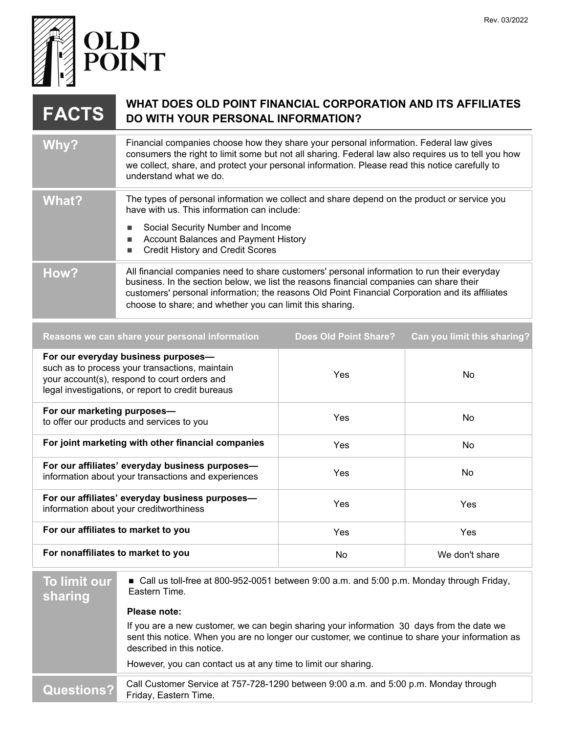Rev. 03/2022

OLD POINT

# FACTS — WHAT DOES OLD POINT FINANCIAL CORPORATION AND ITS AFFILIATES DO WITH YOUR PERSONAL INFORMATION?

**Why?**

Financial companies choose how they share your personal information. Federal law gives consumers the right to limit some but not all sharing. Federal law also requires us to tell you how we collect, share, and protect your personal information. Please read this notice carefully to understand what we do.

**What?**

The types of personal information we collect and share depend on the product or service you have with us. This information can include:

- Social Security Number and Income
- Account Balances and Payment History
- Credit History and Credit Scores

**How?**

All financial companies need to share customers' personal information to run their everyday business. In the section below, we list the reasons financial companies can share their customers' personal information; the reasons Old Point Financial Corporation and its affiliates choose to share; and whether you can limit this sharing.

| Reasons we can share your personal information | Does Old Point Share? | Can you limit this sharing? |
|---|---|---|
| **For our everyday business purposes—** such as to process your transactions, maintain your account(s), respond to court orders and legal investigations, or report to credit bureaus | Yes | No |
| **For our marketing purposes—** to offer our products and services to you | Yes | No |
| **For joint marketing with other financial companies** | Yes | No |
| **For our affiliates' everyday business purposes—** information about your transactions and experiences | Yes | No |
| **For our affiliates' everyday business purposes—** information about your creditworthiness | Yes | Yes |
| **For our affiliates to market to you** | Yes | Yes |
| **For nonaffiliates to market to you** | No | We don't share |

**To limit our sharing**

- Call us toll-free at 800-952-0051 between 9:00 a.m. and 5:00 p.m. Monday through Friday, Eastern Time.

**Please note:**

If you are a new customer, we can begin sharing your information 30 days from the date we sent this notice. When you are no longer our customer, we continue to share your information as described in this notice.

However, you can contact us at any time to limit our sharing.

**Questions?**

Call Customer Service at 757-728-1290 between 9:00 a.m. and 5:00 p.m. Monday through Friday, Eastern Time.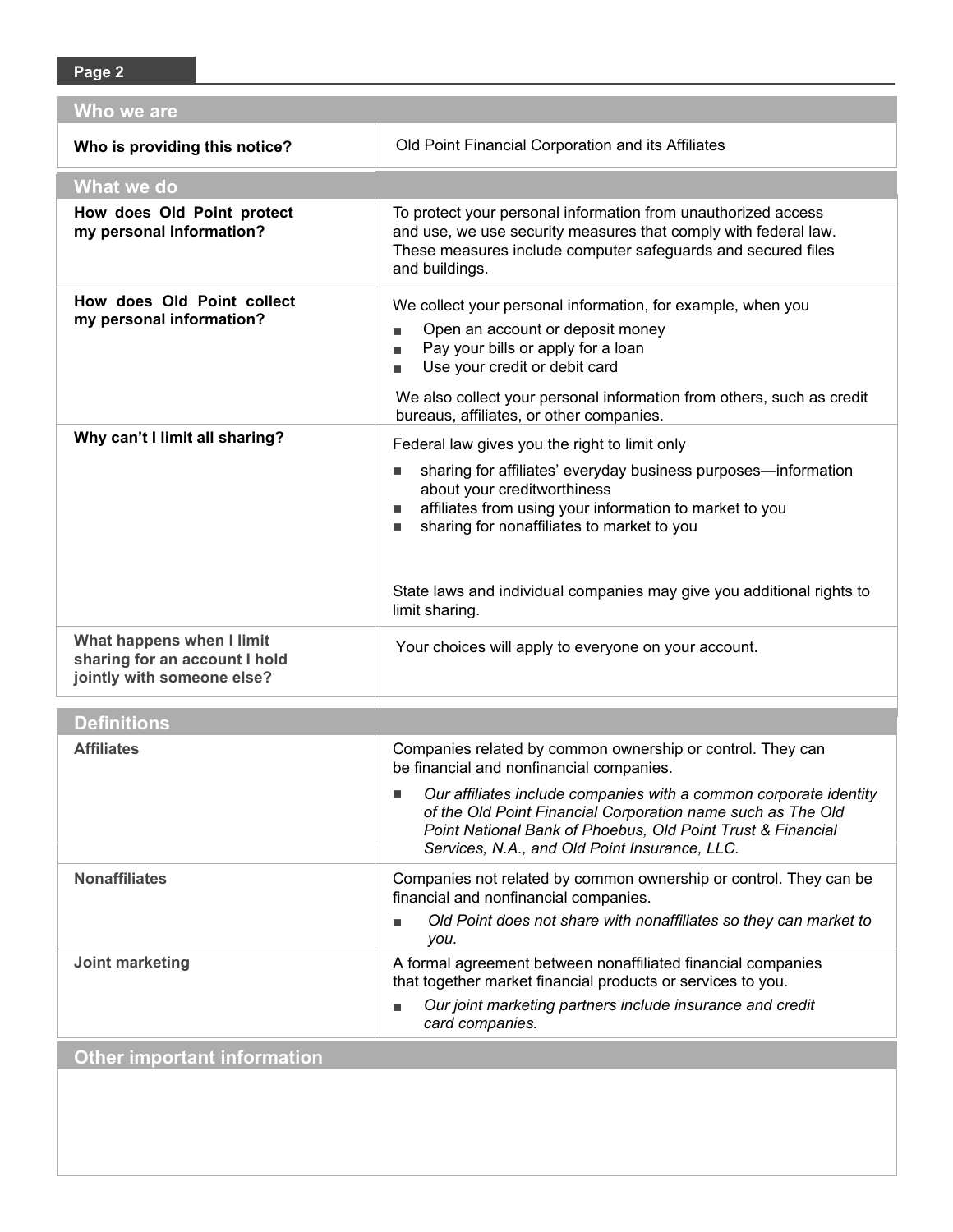| Who we are | |
|---|---|
| **Who is providing this notice?** | Old Point Financial Corporation and its Affiliates |

| What we do | |
|---|---|
| **How does Old Point protect my personal information?** | To protect your personal information from unauthorized access and use, we use security measures that comply with federal law. These measures include computer safeguards and secured files and buildings. |
| **How does Old Point collect my personal information?** | We collect your personal information, for example, when you<br>■ Open an account or deposit money<br>■ Pay your bills or apply for a loan<br>■ Use your credit or debit card<br><br>We also collect your personal information from others, such as credit bureaus, affiliates, or other companies. |
| **Why can't I limit all sharing?** | Federal law gives you the right to limit only<br>■ sharing for affiliates' everyday business purposes—information about your creditworthiness<br>■ affiliates from using your information to market to you<br>■ sharing for nonaffiliates to market to you<br><br>State laws and individual companies may give you additional rights to limit sharing. |
| **What happens when I limit sharing for an account I hold jointly with someone else?** | Your choices will apply to everyone on your account. |

| Definitions | |
|---|---|
| **Affiliates** | Companies related by common ownership or control. They can be financial and nonfinancial companies.<br>■ *Our affiliates include companies with a common corporate identity of the Old Point Financial Corporation name such as The Old Point National Bank of Phoebus, Old Point Trust & Financial Services, N.A., and Old Point Insurance, LLC.* |
| **Nonaffiliates** | Companies not related by common ownership or control. They can be financial and nonfinancial companies.<br>■ *Old Point does not share with nonaffiliates so they can market to you.* |
| **Joint marketing** | A formal agreement between nonaffiliated financial companies that together market financial products or services to you.<br>■ *Our joint marketing partners include insurance and credit card companies.* |

## Other important information